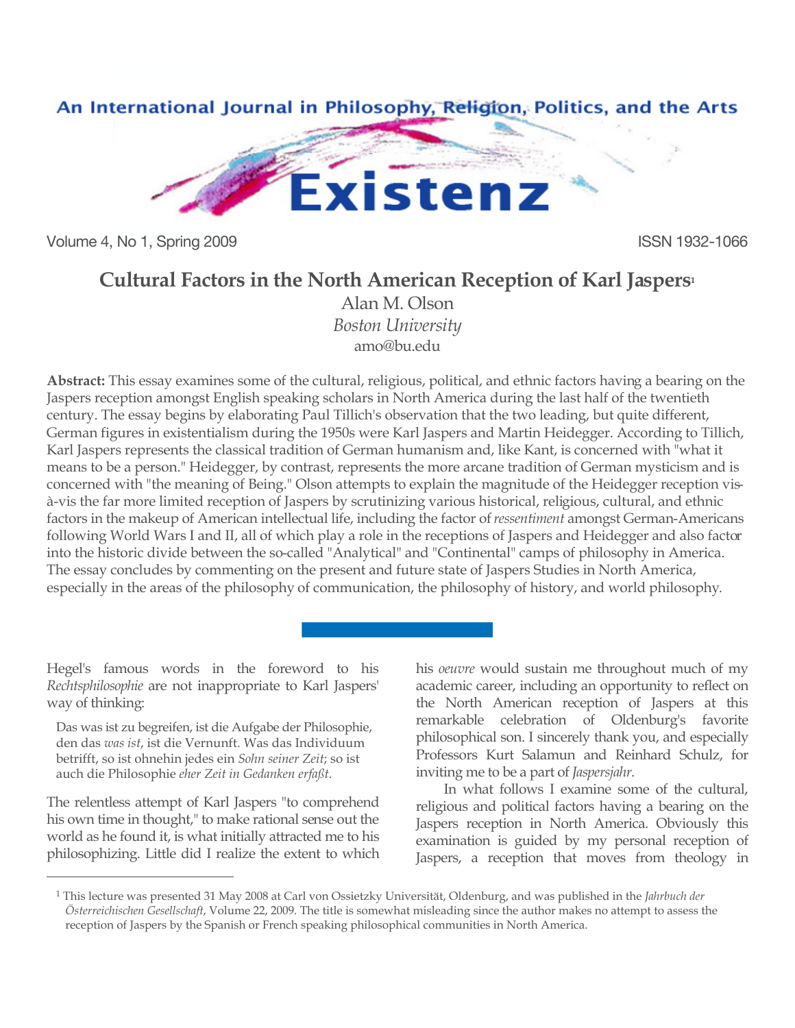An International Journal in Philosophy, Religion, Politics, and the Arts

# Existenz

Volume 4, No 1, Spring 2009 ISSN 1932-1066

## Cultural Factors in the North American Reception of Karl Jaspers[1]

Alan M. Olson
*Boston University*
amo@bu.edu

**Abstract:** This essay examines some of the cultural, religious, political, and ethnic factors having a bearing on the Jaspers reception amongst English speaking scholars in North America during the last half of the twentieth century. The essay begins by elaborating Paul Tillich's observation that the two leading, but quite different, German figures in existentialism during the 1950s were Karl Jaspers and Martin Heidegger. According to Tillich, Karl Jaspers represents the classical tradition of German humanism and, like Kant, is concerned with "what it means to be a person." Heidegger, by contrast, represents the more arcane tradition of German mysticism and is concerned with "the meaning of Being." Olson attempts to explain the magnitude of the Heidegger reception vis-à-vis the far more limited reception of Jaspers by scrutinizing various historical, religious, cultural, and ethnic factors in the makeup of American intellectual life, including the factor of *ressentiment* amongst German-Americans following World Wars I and II, all of which play a role in the receptions of Jaspers and Heidegger and also factor into the historic divide between the so-called "Analytical" and "Continental" camps of philosophy in America. The essay concludes by commenting on the present and future state of Jaspers Studies in North America, especially in the areas of the philosophy of communication, the philosophy of history, and world philosophy.

---

Hegel's famous words in the foreword to his *Rechtsphilosophie* are not inappropriate to Karl Jaspers' way of thinking:

> Das was ist zu begreifen, ist die Aufgabe der Philosophie, den das *was ist*, ist die Vernunft. Was das Individuum betrifft, so ist ohnehin jedes ein *Sohn seiner Zeit*; so ist auch die Philosophie *eher Zeit in Gedanken erfaßt*.

The relentless attempt of Karl Jaspers "to comprehend his own time in thought," to make rational sense out the world as he found it, is what initially attracted me to his philosophizing. Little did I realize the extent to which his *oeuvre* would sustain me throughout much of my academic career, including an opportunity to reflect on the North American reception of Jaspers at this remarkable celebration of Oldenburg's favorite philosophical son. I sincerely thank you, and especially Professors Kurt Salamun and Reinhard Schulz, for inviting me to be a part of *Jaspersjahr*.

In what follows I examine some of the cultural, religious and political factors having a bearing on the Jaspers reception in North America. Obviously this examination is guided by my personal reception of Jaspers, a reception that moves from theology in

---

[1] This lecture was presented 31 May 2008 at Carl von Ossietzky Universität, Oldenburg, and was published in the *Jahrbuch der Österreichischen Gesellschaft*, Volume 22, 2009. The title is somewhat misleading since the author makes no attempt to assess the reception of Jaspers by the Spanish or French speaking philosophical communities in North America.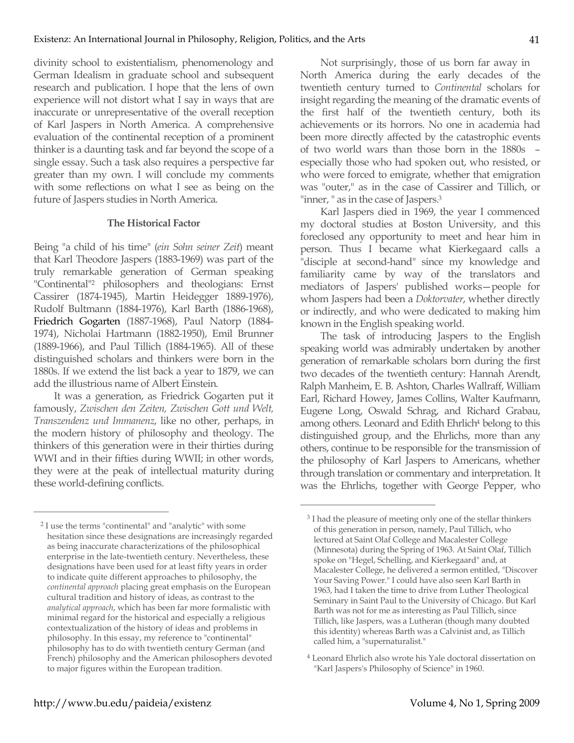divinity school to existentialism, phenomenology and German Idealism in graduate school and subsequent research and publication. I hope that the lens of own experience will not distort what I say in ways that are inaccurate or unrepresentative of the overall reception of Karl Jaspers in North America. A comprehensive evaluation of the continental reception of a prominent thinker is a daunting task and far beyond the scope of a single essay. Such a task also requires a perspective far greater than my own. I will conclude my comments with some reflections on what I see as being on the future of Jaspers studies in North America.

### The Historical Factor

Being "a child of his time" (*ein Sohn seiner Zeit*) meant that Karl Theodore Jaspers (1883-1969) was part of the truly remarkable generation of German speaking "Continental"[2] philosophers and theologians: Ernst Cassirer (1874-1945), Martin Heidegger 1889-1976), Rudolf Bultmann (1884-1976), Karl Barth (1886-1968), Friedrich Gogarten (1887-1968), Paul Natorp (1884-1974), Nicholai Hartmann (1882-1950), Emil Brunner (1889-1966), and Paul Tillich (1884-1965). All of these distinguished scholars and thinkers were born in the 1880s. If we extend the list back a year to 1879, we can add the illustrious name of Albert Einstein.

It was a generation, as Friedrick Gogarten put it famously, *Zwischen den Zeiten, Zwischen Gott und Welt, Transzendenz und Immanenz*, like no other, perhaps, in the modern history of philosophy and theology. The thinkers of this generation were in their thirties during WWI and in their fifties during WWII; in other words, they were at the peak of intellectual maturity during these world-defining conflicts.

Not surprisingly, those of us born far away in North America during the early decades of the twentieth century turned to *Continental* scholars for insight regarding the meaning of the dramatic events of the first half of the twentieth century, both its achievements or its horrors. No one in academia had been more directly affected by the catastrophic events of two world wars than those born in the 1880s – especially those who had spoken out, who resisted, or who were forced to emigrate, whether that emigration was "outer," as in the case of Cassirer and Tillich, or "inner, " as in the case of Jaspers.[3]

Karl Jaspers died in 1969, the year I commenced my doctoral studies at Boston University, and this foreclosed any opportunity to meet and hear him in person. Thus I became what Kierkegaard calls a "disciple at second-hand" since my knowledge and familiarity came by way of the translators and mediators of Jaspers' published works—people for whom Jaspers had been a *Doktorvater*, whether directly or indirectly, and who were dedicated to making him known in the English speaking world.

The task of introducing Jaspers to the English speaking world was admirably undertaken by another generation of remarkable scholars born during the first two decades of the twentieth century: Hannah Arendt, Ralph Manheim, E. B. Ashton, Charles Wallraff, William Earl, Richard Howey, James Collins, Walter Kaufmann, Eugene Long, Oswald Schrag, and Richard Grabau, among others. Leonard and Edith Ehrlich[4] belong to this distinguished group, and the Ehrlichs, more than any others, continue to be responsible for the transmission of the philosophy of Karl Jaspers to Americans, whether through translation or commentary and interpretation. It was the Ehrlichs, together with George Pepper, who

---

[2] I use the terms "continental" and "analytic" with some hesitation since these designations are increasingly regarded as being inaccurate characterizations of the philosophical enterprise in the late-twentieth century. Nevertheless, these designations have been used for at least fifty years in order to indicate quite different approaches to philosophy, the *continental approach* placing great emphasis on the European cultural tradition and history of ideas, as contrast to the *analytical approach*, which has been far more formalistic with minimal regard for the historical and especially a religious contextualization of the history of ideas and problems in philosophy. In this essay, my reference to "continental" philosophy has to do with twentieth century German (and French) philosophy and the American philosophers devoted to major figures within the European tradition.

[3] I had the pleasure of meeting only one of the stellar thinkers of this generation in person, namely, Paul Tillich, who lectured at Saint Olaf College and Macalester College (Minnesota) during the Spring of 1963. At Saint Olaf, Tillich spoke on "Hegel, Schelling, and Kierkegaard" and, at Macalester College, he delivered a sermon entitled, "Discover Your Saving Power." I could have also seen Karl Barth in 1963, had I taken the time to drive from Luther Theological Seminary in Saint Paul to the University of Chicago. But Karl Barth was not for me as interesting as Paul Tillich, since Tillich, like Jaspers, was a Lutheran (though many doubted this identity) whereas Barth was a Calvinist and, as Tillich called him, a "supernaturalist."

[4] Leonard Ehrlich also wrote his Yale doctoral dissertation on "Karl Jaspers's Philosophy of Science" in 1960.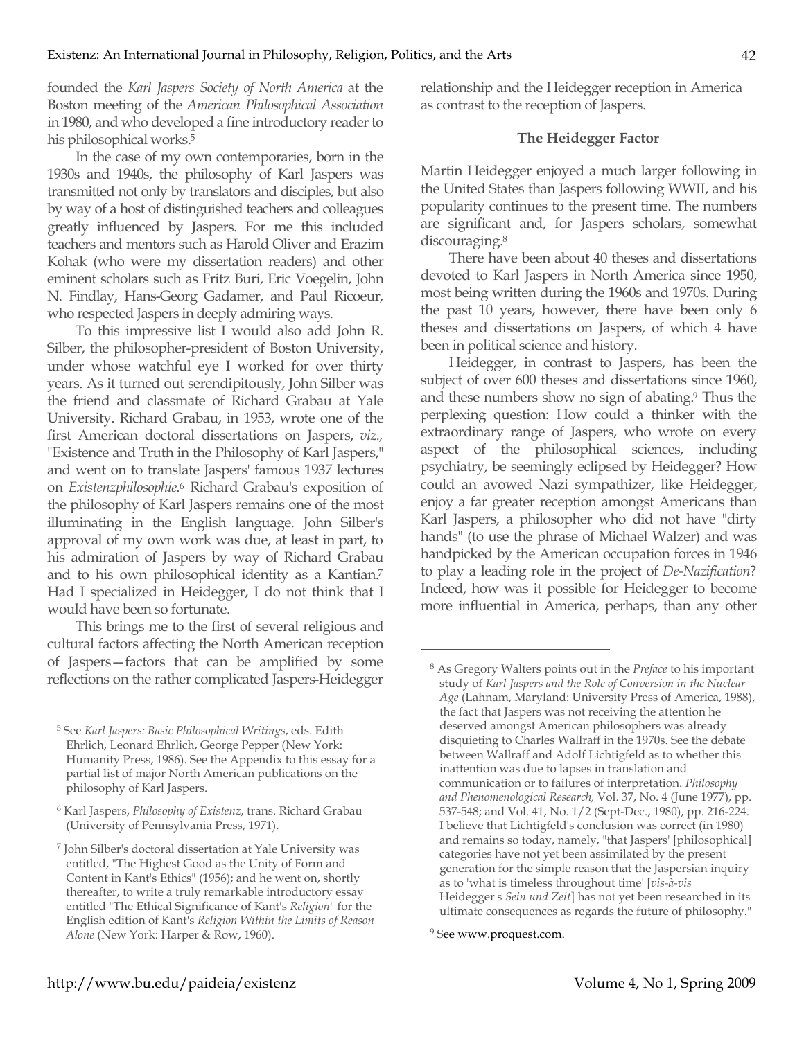founded the *Karl Jaspers Society of North America* at the Boston meeting of the *American Philosophical Association* in 1980, and who developed a fine introductory reader to his philosophical works.[5]

In the case of my own contemporaries, born in the 1930s and 1940s, the philosophy of Karl Jaspers was transmitted not only by translators and disciples, but also by way of a host of distinguished teachers and colleagues greatly influenced by Jaspers. For me this included teachers and mentors such as Harold Oliver and Erazim Kohak (who were my dissertation readers) and other eminent scholars such as Fritz Buri, Eric Voegelin, John N. Findlay, Hans-Georg Gadamer, and Paul Ricoeur, who respected Jaspers in deeply admiring ways.

To this impressive list I would also add John R. Silber, the philosopher-president of Boston University, under whose watchful eye I worked for over thirty years. As it turned out serendipitously, John Silber was the friend and classmate of Richard Grabau at Yale University. Richard Grabau, in 1953, wrote one of the first American doctoral dissertations on Jaspers, *viz.*, "Existence and Truth in the Philosophy of Karl Jaspers," and went on to translate Jaspers' famous 1937 lectures on *Existenzphilosophie*.[6] Richard Grabau's exposition of the philosophy of Karl Jaspers remains one of the most illuminating in the English language. John Silber's approval of my own work was due, at least in part, to his admiration of Jaspers by way of Richard Grabau and to his own philosophical identity as a Kantian.[7] Had I specialized in Heidegger, I do not think that I would have been so fortunate.

This brings me to the first of several religious and cultural factors affecting the North American reception of Jaspers—factors that can be amplified by some reflections on the rather complicated Jaspers-Heidegger relationship and the Heidegger reception in America as contrast to the reception of Jaspers.

### The Heidegger Factor

Martin Heidegger enjoyed a much larger following in the United States than Jaspers following WWII, and his popularity continues to the present time. The numbers are significant and, for Jaspers scholars, somewhat discouraging.[8]

There have been about 40 theses and dissertations devoted to Karl Jaspers in North America since 1950, most being written during the 1960s and 1970s. During the past 10 years, however, there have been only 6 theses and dissertations on Jaspers, of which 4 have been in political science and history.

Heidegger, in contrast to Jaspers, has been the subject of over 600 theses and dissertations since 1960, and these numbers show no sign of abating.[9] Thus the perplexing question: How could a thinker with the extraordinary range of Jaspers, who wrote on every aspect of the philosophical sciences, including psychiatry, be seemingly eclipsed by Heidegger? How could an avowed Nazi sympathizer, like Heidegger, enjoy a far greater reception amongst Americans than Karl Jaspers, a philosopher who did not have "dirty hands" (to use the phrase of Michael Walzer) and was handpicked by the American occupation forces in 1946 to play a leading role in the project of *De-Nazification*? Indeed, how was it possible for Heidegger to become more influential in America, perhaps, than any other

---

[5] See *Karl Jaspers: Basic Philosophical Writings*, eds. Edith Ehrlich, Leonard Ehrlich, George Pepper (New York: Humanity Press, 1986). See the Appendix to this essay for a partial list of major North American publications on the philosophy of Karl Jaspers.

[6] Karl Jaspers, *Philosophy of Existenz*, trans. Richard Grabau (University of Pennsylvania Press, 1971).

[7] John Silber's doctoral dissertation at Yale University was entitled, "The Highest Good as the Unity of Form and Content in Kant's Ethics" (1956); and he went on, shortly thereafter, to write a truly remarkable introductory essay entitled "The Ethical Significance of Kant's *Religion*" for the English edition of Kant's *Religion Within the Limits of Reason Alone* (New York: Harper & Row, 1960).

[8] As Gregory Walters points out in the *Preface* to his important study of *Karl Jaspers and the Role of Conversion in the Nuclear Age* (Lahnam, Maryland: University Press of America, 1988), the fact that Jaspers was not receiving the attention he deserved amongst American philosophers was already disquieting to Charles Wallraff in the 1970s. See the debate between Wallraff and Adolf Lichtigfeld as to whether this inattention was due to lapses in translation and communication or to failures of interpretation. *Philosophy and Phenomenological Research,* Vol. 37, No. 4 (June 1977), pp. 537-548; and Vol. 41, No. 1/2 (Sept-Dec., 1980), pp. 216-224. I believe that Lichtigfeld's conclusion was correct (in 1980) and remains so today, namely, "that Jaspers' [philosophical] categories have not yet been assimilated by the present generation for the simple reason that the Jaspersian inquiry as to 'what is timeless throughout time' [*vis-à-vis* Heidegger's *Sein und Zeit*] has not yet been researched in its ultimate consequences as regards the future of philosophy."

[9] See www.proquest.com.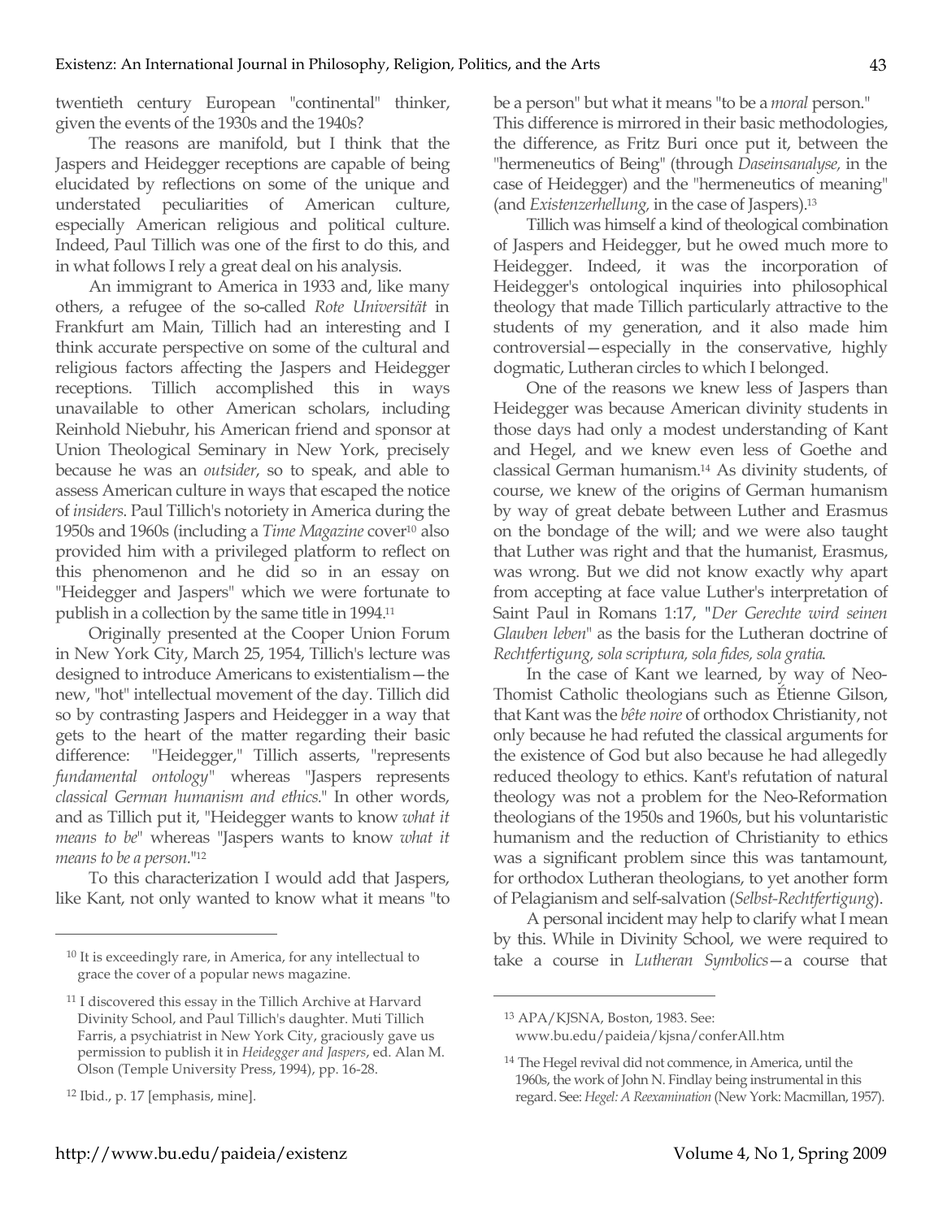twentieth century European "continental" thinker, given the events of the 1930s and the 1940s?

The reasons are manifold, but I think that the Jaspers and Heidegger receptions are capable of being elucidated by reflections on some of the unique and understated peculiarities of American culture, especially American religious and political culture. Indeed, Paul Tillich was one of the first to do this, and in what follows I rely a great deal on his analysis.

An immigrant to America in 1933 and, like many others, a refugee of the so-called *Rote Universität* in Frankfurt am Main, Tillich had an interesting and I think accurate perspective on some of the cultural and religious factors affecting the Jaspers and Heidegger receptions. Tillich accomplished this in ways unavailable to other American scholars, including Reinhold Niebuhr, his American friend and sponsor at Union Theological Seminary in New York, precisely because he was an *outsider*, so to speak, and able to assess American culture in ways that escaped the notice of *insiders*. Paul Tillich's notoriety in America during the 1950s and 1960s (including a *Time Magazine* cover[10] also provided him with a privileged platform to reflect on this phenomenon and he did so in an essay on "Heidegger and Jaspers" which we were fortunate to publish in a collection by the same title in 1994.[11]

Originally presented at the Cooper Union Forum in New York City, March 25, 1954, Tillich's lecture was designed to introduce Americans to existentialism—the new, "hot" intellectual movement of the day. Tillich did so by contrasting Jaspers and Heidegger in a way that gets to the heart of the matter regarding their basic difference: "Heidegger," Tillich asserts, "represents *fundamental ontology*" whereas "Jaspers represents *classical German humanism and ethics*." In other words, and as Tillich put it, "Heidegger wants to know *what it means to be*" whereas "Jaspers wants to know *what it means to be a person*."[12]

To this characterization I would add that Jaspers, like Kant, not only wanted to know what it means "to be a person" but what it means "to be a *moral* person." This difference is mirrored in their basic methodologies, the difference, as Fritz Buri once put it, between the "hermeneutics of Being" (through *Daseinsanalyse*, in the case of Heidegger) and the "hermeneutics of meaning" (and *Existenzerhellung*, in the case of Jaspers).[13]

Tillich was himself a kind of theological combination of Jaspers and Heidegger, but he owed much more to Heidegger. Indeed, it was the incorporation of Heidegger's ontological inquiries into philosophical theology that made Tillich particularly attractive to the students of my generation, and it also made him controversial—especially in the conservative, highly dogmatic, Lutheran circles to which I belonged.

One of the reasons we knew less of Jaspers than Heidegger was because American divinity students in those days had only a modest understanding of Kant and Hegel, and we knew even less of Goethe and classical German humanism.[14] As divinity students, of course, we knew of the origins of German humanism by way of great debate between Luther and Erasmus on the bondage of the will; and we were also taught that Luther was right and that the humanist, Erasmus, was wrong. But we did not know exactly why apart from accepting at face value Luther's interpretation of Saint Paul in Romans 1:17, "*Der Gerechte wird seinen Glauben leben*" as the basis for the Lutheran doctrine of *Rechtfertigung, sola scriptura, sola fides, sola gratia*.

In the case of Kant we learned, by way of Neo-Thomist Catholic theologians such as Étienne Gilson, that Kant was the *bête noire* of orthodox Christianity, not only because he had refuted the classical arguments for the existence of God but also because he had allegedly reduced theology to ethics. Kant's refutation of natural theology was not a problem for the Neo-Reformation theologians of the 1950s and 1960s, but his voluntaristic humanism and the reduction of Christianity to ethics was a significant problem since this was tantamount, for orthodox Lutheran theologians, to yet another form of Pelagianism and self-salvation (*Selbst-Rechtfertigung*).

A personal incident may help to clarify what I mean by this. While in Divinity School, we were required to take a course in *Lutheran Symbolics*—a course that

---

[10] It is exceedingly rare, in America, for any intellectual to grace the cover of a popular news magazine.

[11] I discovered this essay in the Tillich Archive at Harvard Divinity School, and Paul Tillich's daughter. Muti Tillich Farris, a psychiatrist in New York City, graciously gave us permission to publish it in *Heidegger and Jaspers*, ed. Alan M. Olson (Temple University Press, 1994), pp. 16-28.

[12] Ibid., p. 17 [emphasis, mine].

[13] APA/KJSNA, Boston, 1983. See: www.bu.edu/paideia/kjsna/conferAll.htm

[14] The Hegel revival did not commence, in America, until the 1960s, the work of John N. Findlay being instrumental in this regard. See: *Hegel: A Reexamination* (New York: Macmillan, 1957).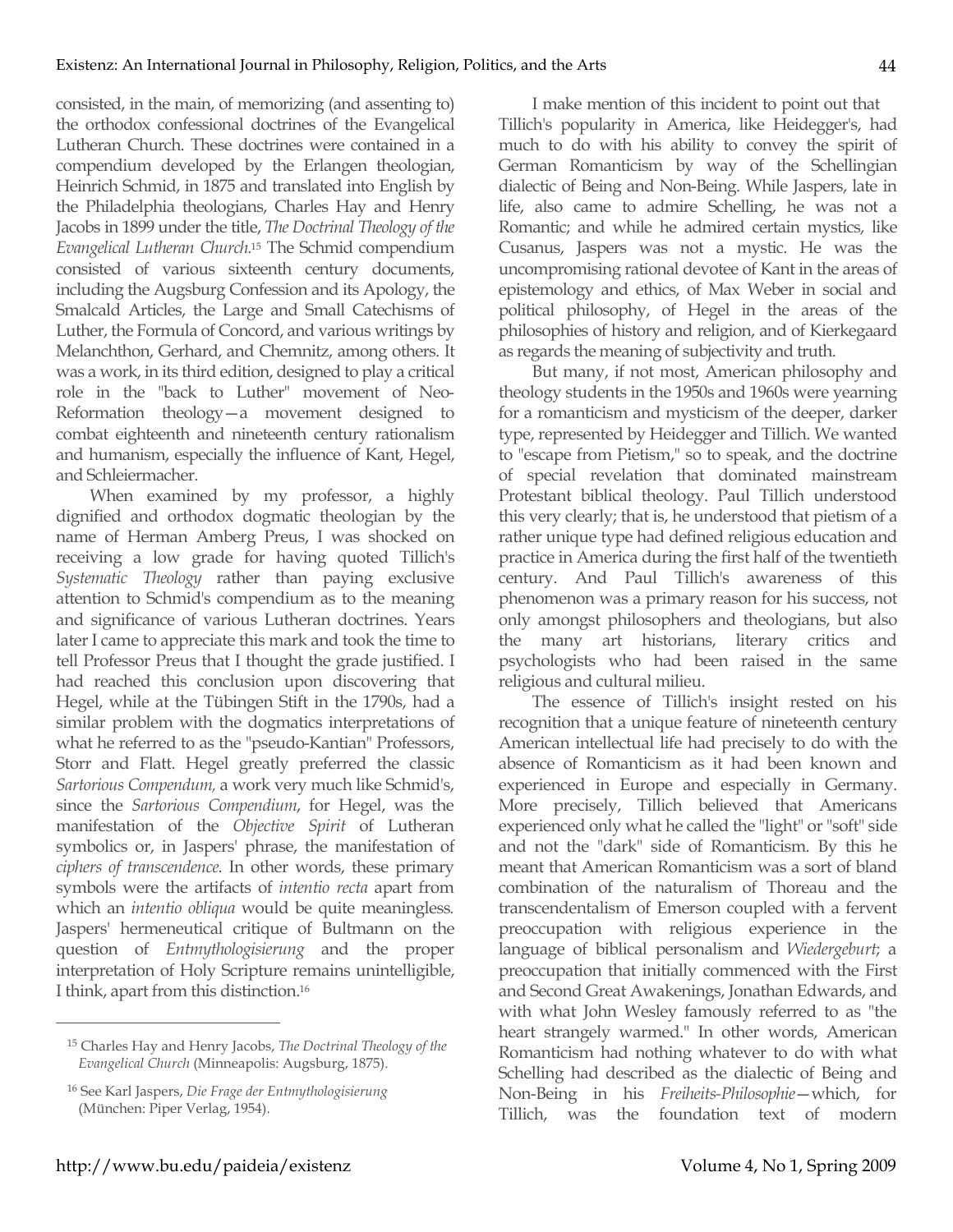consisted, in the main, of memorizing (and assenting to) the orthodox confessional doctrines of the Evangelical Lutheran Church. These doctrines were contained in a compendium developed by the Erlangen theologian, Heinrich Schmid, in 1875 and translated into English by the Philadelphia theologians, Charles Hay and Henry Jacobs in 1899 under the title, *The Doctrinal Theology of the Evangelical Lutheran Church*.[15] The Schmid compendium consisted of various sixteenth century documents, including the Augsburg Confession and its Apology, the Smalcald Articles, the Large and Small Catechisms of Luther, the Formula of Concord, and various writings by Melanchthon, Gerhard, and Chemnitz, among others. It was a work, in its third edition, designed to play a critical role in the "back to Luther" movement of Neo-Reformation theology—a movement designed to combat eighteenth and nineteenth century rationalism and humanism, especially the influence of Kant, Hegel, and Schleiermacher.

When examined by my professor, a highly dignified and orthodox dogmatic theologian by the name of Herman Amberg Preus, I was shocked on receiving a low grade for having quoted Tillich's *Systematic Theology* rather than paying exclusive attention to Schmid's compendium as to the meaning and significance of various Lutheran doctrines. Years later I came to appreciate this mark and took the time to tell Professor Preus that I thought the grade justified. I had reached this conclusion upon discovering that Hegel, while at the Tübingen Stift in the 1790s, had a similar problem with the dogmatics interpretations of what he referred to as the "pseudo-Kantian" Professors, Storr and Flatt. Hegel greatly preferred the classic *Sartorious Compendium,* a work very much like Schmid's, since the *Sartorious Compendium*, for Hegel, was the manifestation of the *Objective Spirit* of Lutheran symbolics or, in Jaspers' phrase, the manifestation of *ciphers of transcendence*. In other words, these primary symbols were the artifacts of *intentio recta* apart from which an *intentio obliqua* would be quite meaningless. Jaspers' hermeneutical critique of Bultmann on the question of *Entmythologisierung* and the proper interpretation of Holy Scripture remains unintelligible, I think, apart from this distinction.[16]

I make mention of this incident to point out that Tillich's popularity in America, like Heidegger's, had much to do with his ability to convey the spirit of German Romanticism by way of the Schellingian dialectic of Being and Non-Being. While Jaspers, late in life, also came to admire Schelling, he was not a Romantic; and while he admired certain mystics, like Cusanus, Jaspers was not a mystic. He was the uncompromising rational devotee of Kant in the areas of epistemology and ethics, of Max Weber in social and political philosophy, of Hegel in the areas of the philosophies of history and religion, and of Kierkegaard as regards the meaning of subjectivity and truth.

But many, if not most, American philosophy and theology students in the 1950s and 1960s were yearning for a romanticism and mysticism of the deeper, darker type, represented by Heidegger and Tillich. We wanted to "escape from Pietism," so to speak, and the doctrine of special revelation that dominated mainstream Protestant biblical theology. Paul Tillich understood this very clearly; that is, he understood that pietism of a rather unique type had defined religious education and practice in America during the first half of the twentieth century. And Paul Tillich's awareness of this phenomenon was a primary reason for his success, not only amongst philosophers and theologians, but also the many art historians, literary critics and psychologists who had been raised in the same religious and cultural milieu.

The essence of Tillich's insight rested on his recognition that a unique feature of nineteenth century American intellectual life had precisely to do with the absence of Romanticism as it had been known and experienced in Europe and especially in Germany. More precisely, Tillich believed that Americans experienced only what he called the "light" or "soft" side and not the "dark" side of Romanticism. By this he meant that American Romanticism was a sort of bland combination of the naturalism of Thoreau and the transcendentalism of Emerson coupled with a fervent preoccupation with religious experience in the language of biblical personalism and *Wiedergeburt*; a preoccupation that initially commenced with the First and Second Great Awakenings, Jonathan Edwards, and with what John Wesley famously referred to as "the heart strangely warmed." In other words, American Romanticism had nothing whatever to do with what Schelling had described as the dialectic of Being and Non-Being in his *Freiheits-Philosophie*—which, for Tillich, was the foundation text of modern

---

[15] Charles Hay and Henry Jacobs, *The Doctrinal Theology of the Evangelical Church* (Minneapolis: Augsburg, 1875).

[16] See Karl Jaspers, *Die Frage der Entmythologisierung* (München: Piper Verlag, 1954).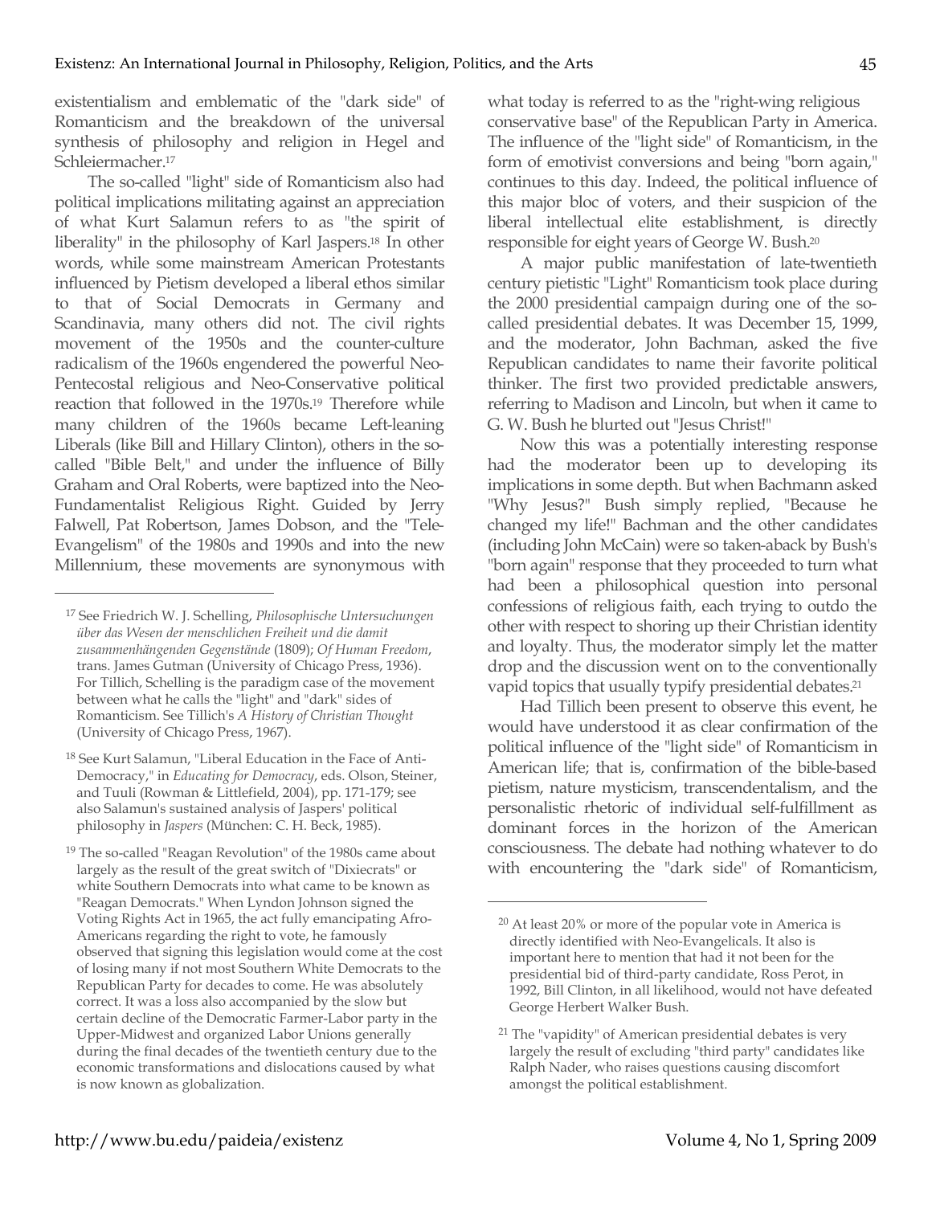existentialism and emblematic of the "dark side" of Romanticism and the breakdown of the universal synthesis of philosophy and religion in Hegel and Schleiermacher.[17]

The so-called "light" side of Romanticism also had political implications militating against an appreciation of what Kurt Salamun refers to as "the spirit of liberality" in the philosophy of Karl Jaspers.[18] In other words, while some mainstream American Protestants influenced by Pietism developed a liberal ethos similar to that of Social Democrats in Germany and Scandinavia, many others did not. The civil rights movement of the 1950s and the counter-culture radicalism of the 1960s engendered the powerful Neo-Pentecostal religious and Neo-Conservative political reaction that followed in the 1970s.[19] Therefore while many children of the 1960s became Left-leaning Liberals (like Bill and Hillary Clinton), others in the so-called "Bible Belt," and under the influence of Billy Graham and Oral Roberts, were baptized into the Neo-Fundamentalist Religious Right. Guided by Jerry Falwell, Pat Robertson, James Dobson, and the "Tele-Evangelism" of the 1980s and 1990s and into the new Millennium, these movements are synonymous with what today is referred to as the "right-wing religious conservative base" of the Republican Party in America. The influence of the "light side" of Romanticism, in the form of emotivist conversions and being "born again," continues to this day. Indeed, the political influence of this major bloc of voters, and their suspicion of the liberal intellectual elite establishment, is directly responsible for eight years of George W. Bush.[20]

A major public manifestation of late-twentieth century pietistic "Light" Romanticism took place during the 2000 presidential campaign during one of the so-called presidential debates. It was December 15, 1999, and the moderator, John Bachman, asked the five Republican candidates to name their favorite political thinker. The first two provided predictable answers, referring to Madison and Lincoln, but when it came to G. W. Bush he blurted out "Jesus Christ!"

Now this was a potentially interesting response had the moderator been up to developing its implications in some depth. But when Bachmann asked "Why Jesus?" Bush simply replied, "Because he changed my life!" Bachman and the other candidates (including John McCain) were so taken-aback by Bush's "born again" response that they proceeded to turn what had been a philosophical question into personal confessions of religious faith, each trying to outdo the other with respect to shoring up their Christian identity and loyalty. Thus, the moderator simply let the matter drop and the discussion went on to the conventionally vapid topics that usually typify presidential debates.[21]

Had Tillich been present to observe this event, he would have understood it as clear confirmation of the political influence of the "light side" of Romanticism in American life; that is, confirmation of the bible-based pietism, nature mysticism, transcendentalism, and the personalistic rhetoric of individual self-fulfillment as dominant forces in the horizon of the American consciousness. The debate had nothing whatever to do with encountering the "dark side" of Romanticism,

---

[17] See Friedrich W. J. Schelling, *Philosophische Untersuchungen über das Wesen der menschlichen Freiheit und die damit zusammenhängenden Gegenstände* (1809); *Of Human Freedom*, trans. James Gutman (University of Chicago Press, 1936). For Tillich, Schelling is the paradigm case of the movement between what he calls the "light" and "dark" sides of Romanticism. See Tillich's *A History of Christian Thought* (University of Chicago Press, 1967).

[18] See Kurt Salamun, "Liberal Education in the Face of Anti-Democracy," in *Educating for Democracy*, eds. Olson, Steiner, and Tuuli (Rowman & Littlefield, 2004), pp. 171-179; see also Salamun's sustained analysis of Jaspers' political philosophy in *Jaspers* (München: C. H. Beck, 1985).

[19] The so-called "Reagan Revolution" of the 1980s came about largely as the result of the great switch of "Dixiecrats" or white Southern Democrats into what came to be known as "Reagan Democrats." When Lyndon Johnson signed the Voting Rights Act in 1965, the act fully emancipating Afro-Americans regarding the right to vote, he famously observed that signing this legislation would come at the cost of losing many if not most Southern White Democrats to the Republican Party for decades to come. He was absolutely correct. It was a loss also accompanied by the slow but certain decline of the Democratic Farmer-Labor party in the Upper-Midwest and organized Labor Unions generally during the final decades of the twentieth century due to the economic transformations and dislocations caused by what is now known as globalization.

[20] At least 20% or more of the popular vote in America is directly identified with Neo-Evangelicals. It also is important here to mention that had it not been for the presidential bid of third-party candidate, Ross Perot, in 1992, Bill Clinton, in all likelihood, would not have defeated George Herbert Walker Bush.

[21] The "vapidity" of American presidential debates is very largely the result of excluding "third party" candidates like Ralph Nader, who raises questions causing discomfort amongst the political establishment.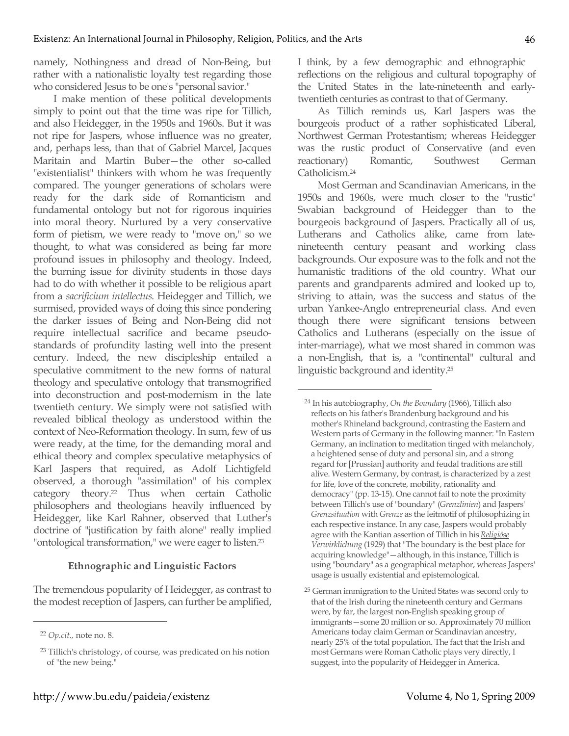namely, Nothingness and dread of Non-Being, but rather with a nationalistic loyalty test regarding those who considered Jesus to be one's "personal savior."

I make mention of these political developments simply to point out that the time was ripe for Tillich, and also Heidegger, in the 1950s and 1960s. But it was not ripe for Jaspers, whose influence was no greater, and, perhaps less, than that of Gabriel Marcel, Jacques Maritain and Martin Buber—the other so-called "existentialist" thinkers with whom he was frequently compared. The younger generations of scholars were ready for the dark side of Romanticism and fundamental ontology but not for rigorous inquiries into moral theory. Nurtured by a very conservative form of pietism, we were ready to "move on," so we thought, to what was considered as being far more profound issues in philosophy and theology. Indeed, the burning issue for divinity students in those days had to do with whether it possible to be religious apart from a *sacrificium intellectus*. Heidegger and Tillich, we surmised, provided ways of doing this since pondering the darker issues of Being and Non-Being did not require intellectual sacrifice and became pseudo-standards of profundity lasting well into the present century. Indeed, the new discipleship entailed a speculative commitment to the new forms of natural theology and speculative ontology that transmogrified into deconstruction and post-modernism in the late twentieth century. We simply were not satisfied with revealed biblical theology as understood within the context of Neo-Reformation theology. In sum, few of us were ready, at the time, for the demanding moral and ethical theory and complex speculative metaphysics of Karl Jaspers that required, as Adolf Lichtigfeld observed, a thorough "assimilation" of his complex category theory.[22] Thus when certain Catholic philosophers and theologians heavily influenced by Heidegger, like Karl Rahner, observed that Luther's doctrine of "justification by faith alone" really implied "ontological transformation," we were eager to listen.[23]

### Ethnographic and Linguistic Factors

The tremendous popularity of Heidegger, as contrast to the modest reception of Jaspers, can further be amplified, I think, by a few demographic and ethnographic reflections on the religious and cultural topography of the United States in the late-nineteenth and early-twentieth centuries as contrast to that of Germany.

As Tillich reminds us, Karl Jaspers was the bourgeois product of a rather sophisticated Liberal, Northwest German Protestantism; whereas Heidegger was the rustic product of Conservative (and even reactionary) Romantic, Southwest German Catholicism.[24]

Most German and Scandinavian Americans, in the 1950s and 1960s, were much closer to the "rustic" Swabian background of Heidegger than to the bourgeois background of Jaspers. Practically all of us, Lutherans and Catholics alike, came from late-nineteenth century peasant and working class backgrounds. Our exposure was to the folk and not the humanistic traditions of the old country. What our parents and grandparents admired and looked up to, striving to attain, was the success and status of the urban Yankee-Anglo entrepreneurial class. And even though there were significant tensions between Catholics and Lutherans (especially on the issue of inter-marriage), what we most shared in common was a non-English, that is, a "continental" cultural and linguistic background and identity.[25]

---

[22] *Op.cit.,* note no. 8.

[23] Tillich's christology, of course, was predicated on his notion of "the new being."

[24] In his autobiography, *On the Boundary* (1966), Tillich also reflects on his father's Brandenburg background and his mother's Rhineland background, contrasting the Eastern and Western parts of Germany in the following manner: "In Eastern Germany, an inclination to meditation tinged with melancholy, a heightened sense of duty and personal sin, and a strong regard for [Prussian] authority and feudal traditions are still alive. Western Germany, by contrast, is characterized by a zest for life, love of the concrete, mobility, rationality and democracy" (pp. 13-15). One cannot fail to note the proximity between Tillich's use of "boundary" (*Grenzlinien*) and Jaspers' *Grenzsituation* with *Grenze* as the leitmotif of philosophizing in each respective instance. In any case, Jaspers would probably agree with the Kantian assertion of Tillich in his *Religiöse Verwirklichung* (1929) that "The boundary is the best place for acquiring knowledge"—although, in this instance, Tillich is using "boundary" as a geographical metaphor, whereas Jaspers' usage is usually existential and epistemological.

[25] German immigration to the United States was second only to that of the Irish during the nineteenth century and Germans were, by far, the largest non-English speaking group of immigrants—some 20 million or so. Approximately 70 million Americans today claim German or Scandinavian ancestry, nearly 25% of the total population. The fact that the Irish and most Germans were Roman Catholic plays very directly, I suggest, into the popularity of Heidegger in America.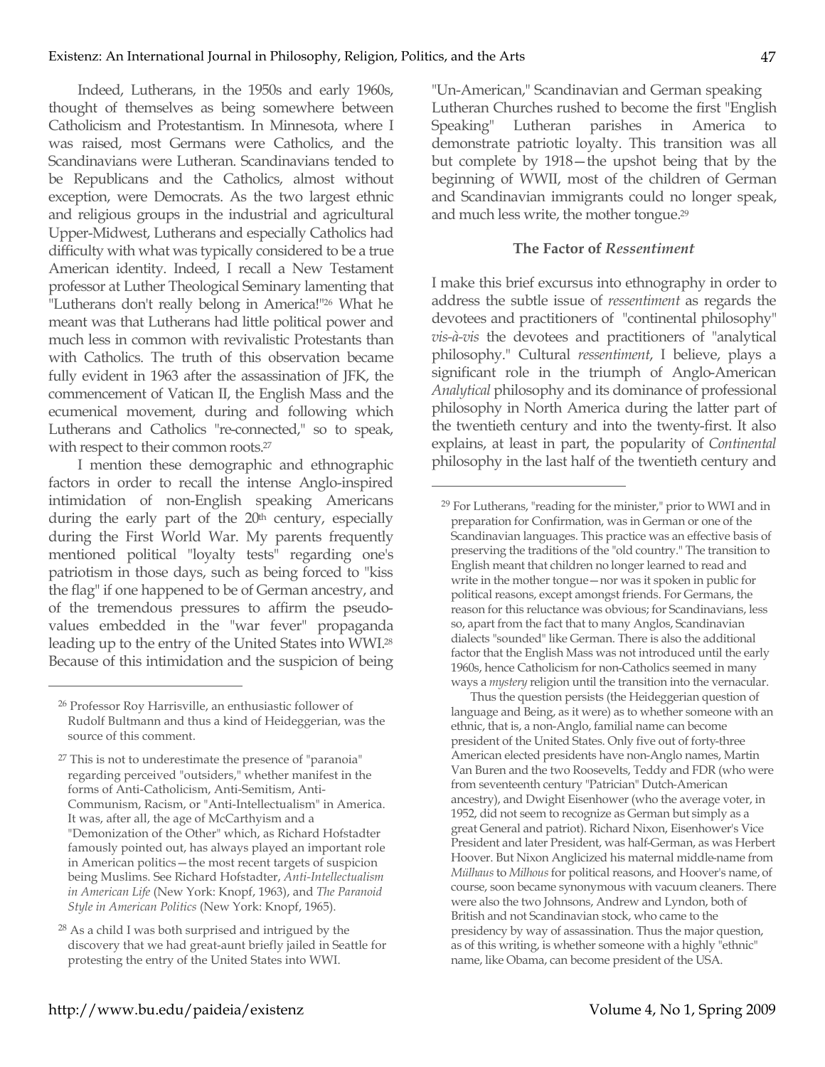Indeed, Lutherans, in the 1950s and early 1960s, thought of themselves as being somewhere between Catholicism and Protestantism. In Minnesota, where I was raised, most Germans were Catholics, and the Scandinavians were Lutheran. Scandinavians tended to be Republicans and the Catholics, almost without exception, were Democrats. As the two largest ethnic and religious groups in the industrial and agricultural Upper-Midwest, Lutherans and especially Catholics had difficulty with what was typically considered to be a true American identity. Indeed, I recall a New Testament professor at Luther Theological Seminary lamenting that "Lutherans don't really belong in America!"[26] What he meant was that Lutherans had little political power and much less in common with revivalistic Protestants than with Catholics. The truth of this observation became fully evident in 1963 after the assassination of JFK, the commencement of Vatican II, the English Mass and the ecumenical movement, during and following which Lutherans and Catholics "re-connected," so to speak, with respect to their common roots.[27]

I mention these demographic and ethnographic factors in order to recall the intense Anglo-inspired intimidation of non-English speaking Americans during the early part of the 20th century, especially during the First World War. My parents frequently mentioned political "loyalty tests" regarding one's patriotism in those days, such as being forced to "kiss the flag" if one happened to be of German ancestry, and of the tremendous pressures to affirm the pseudo-values embedded in the "war fever" propaganda leading up to the entry of the United States into WWI.[28] Because of this intimidation and the suspicion of being "Un-American," Scandinavian and German speaking Lutheran Churches rushed to become the first "English Speaking" Lutheran parishes in America to demonstrate patriotic loyalty. This transition was all but complete by 1918—the upshot being that by the beginning of WWII, most of the children of German and Scandinavian immigrants could no longer speak, and much less write, the mother tongue.[29]

### The Factor of *Ressentiment*

I make this brief excursus into ethnography in order to address the subtle issue of *ressentiment* as regards the devotees and practitioners of "continental philosophy" *vis-à-vis* the devotees and practitioners of "analytical philosophy." Cultural *ressentiment*, I believe, plays a significant role in the triumph of Anglo-American *Analytical* philosophy and its dominance of professional philosophy in North America during the latter part of the twentieth century and into the twenty-first. It also explains, at least in part, the popularity of *Continental* philosophy in the last half of the twentieth century and

---

[26] Professor Roy Harrisville, an enthusiastic follower of Rudolf Bultmann and thus a kind of Heideggerian, was the source of this comment.

[27] This is not to underestimate the presence of "paranoia" regarding perceived "outsiders," whether manifest in the forms of Anti-Catholicism, Anti-Semitism, Anti-Communism, Racism, or "Anti-Intellectualism" in America. It was, after all, the age of McCarthyism and a "Demonization of the Other" which, as Richard Hofstadter famously pointed out, has always played an important role in American politics—the most recent targets of suspicion being Muslims. See Richard Hofstadter, *Anti-Intellectualism in American Life* (New York: Knopf, 1963), and *The Paranoid Style in American Politics* (New York: Knopf, 1965).

[28] As a child I was both surprised and intrigued by the discovery that we had great-aunt briefly jailed in Seattle for protesting the entry of the United States into WWI.

[29] For Lutherans, "reading for the minister," prior to WWI and in preparation for Confirmation, was in German or one of the Scandinavian languages. This practice was an effective basis of preserving the traditions of the "old country." The transition to English meant that children no longer learned to read and write in the mother tongue—nor was it spoken in public for political reasons, except amongst friends. For Germans, the reason for this reluctance was obvious; for Scandinavians, less so, apart from the fact that to many Anglos, Scandinavian dialects "sounded" like German. There is also the additional factor that the English Mass was not introduced until the early 1960s, hence Catholicism for non-Catholics seemed in many ways a *mystery* religion until the transition into the vernacular.

Thus the question persists (the Heideggerian question of language and Being, as it were) as to whether someone with an ethnic, that is, a non-Anglo, familial name can become president of the United States. Only five out of forty-three American elected presidents have non-Anglo names, Martin Van Buren and the two Roosevelts, Teddy and FDR (who were from seventeenth century "Patrician" Dutch-American ancestry), and Dwight Eisenhower (who the average voter, in 1952, did not seem to recognize as German but simply as a great General and patriot). Richard Nixon, Eisenhower's Vice President and later President, was half-German, as was Herbert Hoover. But Nixon Anglicized his maternal middle-name from *Mülhaus* to *Milhous* for political reasons, and Hoover's name, of course, soon became synonymous with vacuum cleaners. There were also the two Johnsons, Andrew and Lyndon, both of British and not Scandinavian stock, who came to the presidency by way of assassination. Thus the major question, as of this writing, is whether someone with a highly "ethnic" name, like Obama, can become president of the USA.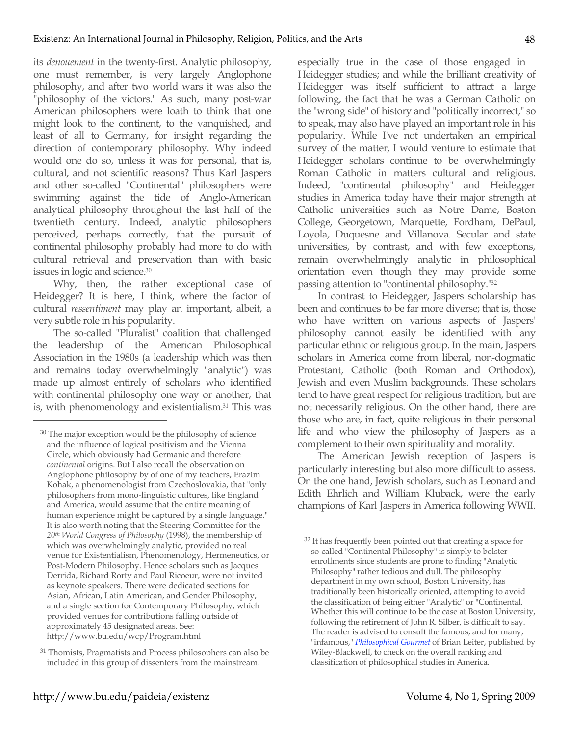its *denouement* in the twenty-first. Analytic philosophy, one must remember, is very largely Anglophone philosophy, and after two world wars it was also the "philosophy of the victors." As such, many post-war American philosophers were loath to think that one might look to the continent, to the vanquished, and least of all to Germany, for insight regarding the direction of contemporary philosophy. Why indeed would one do so, unless it was for personal, that is, cultural, and not scientific reasons? Thus Karl Jaspers and other so-called "Continental" philosophers were swimming against the tide of Anglo-American analytical philosophy throughout the last half of the twentieth century. Indeed, analytic philosophers perceived, perhaps correctly, that the pursuit of continental philosophy probably had more to do with cultural retrieval and preservation than with basic issues in logic and science.[30]

Why, then, the rather exceptional case of Heidegger? It is here, I think, where the factor of cultural *ressentiment* may play an important, albeit, a very subtle role in his popularity.

The so-called "Pluralist" coalition that challenged the leadership of the American Philosophical Association in the 1980s (a leadership which was then and remains today overwhelmingly "analytic") was made up almost entirely of scholars who identified with continental philosophy one way or another, that is, with phenomenology and existentialism.[31] This was especially true in the case of those engaged in Heidegger studies; and while the brilliant creativity of Heidegger was itself sufficient to attract a large following, the fact that he was a German Catholic on the "wrong side" of history and "politically incorrect," so to speak, may also have played an important role in his popularity. While I've not undertaken an empirical survey of the matter, I would venture to estimate that Heidegger scholars continue to be overwhelmingly Roman Catholic in matters cultural and religious. Indeed, "continental philosophy" and Heidegger studies in America today have their major strength at Catholic universities such as Notre Dame, Boston College, Georgetown, Marquette, Fordham, DePaul, Loyola, Duquesne and Villanova. Secular and state universities, by contrast, and with few exceptions, remain overwhelmingly analytic in philosophical orientation even though they may provide some passing attention to "continental philosophy."[32]

In contrast to Heidegger, Jaspers scholarship has been and continues to be far more diverse; that is, those who have written on various aspects of Jaspers' philosophy cannot easily be identified with any particular ethnic or religious group. In the main, Jaspers scholars in America come from liberal, non-dogmatic Protestant, Catholic (both Roman and Orthodox), Jewish and even Muslim backgrounds. These scholars tend to have great respect for religious tradition, but are not necessarily religious. On the other hand, there are those who are, in fact, quite religious in their personal life and who view the philosophy of Jaspers as a complement to their own spirituality and morality.

The American Jewish reception of Jaspers is particularly interesting but also more difficult to assess. On the one hand, Jewish scholars, such as Leonard and Edith Ehrlich and William Kluback, were the early champions of Karl Jaspers in America following WWII.

---

[30] The major exception would be the philosophy of science and the influence of logical positivism and the Vienna Circle, which obviously had Germanic and therefore *continental* origins. But I also recall the observation on Anglophone philosophy by of one of my teachers, Erazim Kohak, a phenomenologist from Czechoslovakia, that "only philosophers from mono-linguistic cultures, like England and America, would assume that the entire meaning of human experience might be captured by a single language." It is also worth noting that the Steering Committee for the *20th World Congress of Philosophy* (1998), the membership of which was overwhelmingly analytic, provided no real venue for Existentialism, Phenomenology, Hermeneutics, or Post-Modern Philosophy. Hence scholars such as Jacques Derrida, Richard Rorty and Paul Ricoeur, were not invited as keynote speakers. There were dedicated sections for Asian, African, Latin American, and Gender Philosophy, and a single section for Contemporary Philosophy, which provided venues for contributions falling outside of approximately 45 designated areas. See: http://www.bu.edu/wcp/Program.html

[31] Thomists, Pragmatists and Process philosophers can also be included in this group of dissenters from the mainstream.

[32] It has frequently been pointed out that creating a space for so-called "Continental Philosophy" is simply to bolster enrollments since students are prone to finding "Analytic Philosophy" rather tedious and dull. The philosophy department in my own school, Boston University, has traditionally been historically oriented, attempting to avoid the classification of being either "Analytic" or "Continental. Whether this will continue to be the case at Boston University, following the retirement of John R. Silber, is difficult to say. The reader is advised to consult the famous, and for many, "infamous," *Philosophical Gourmet* of Brian Leiter, published by Wiley-Blackwell, to check on the overall ranking and classification of philosophical studies in America.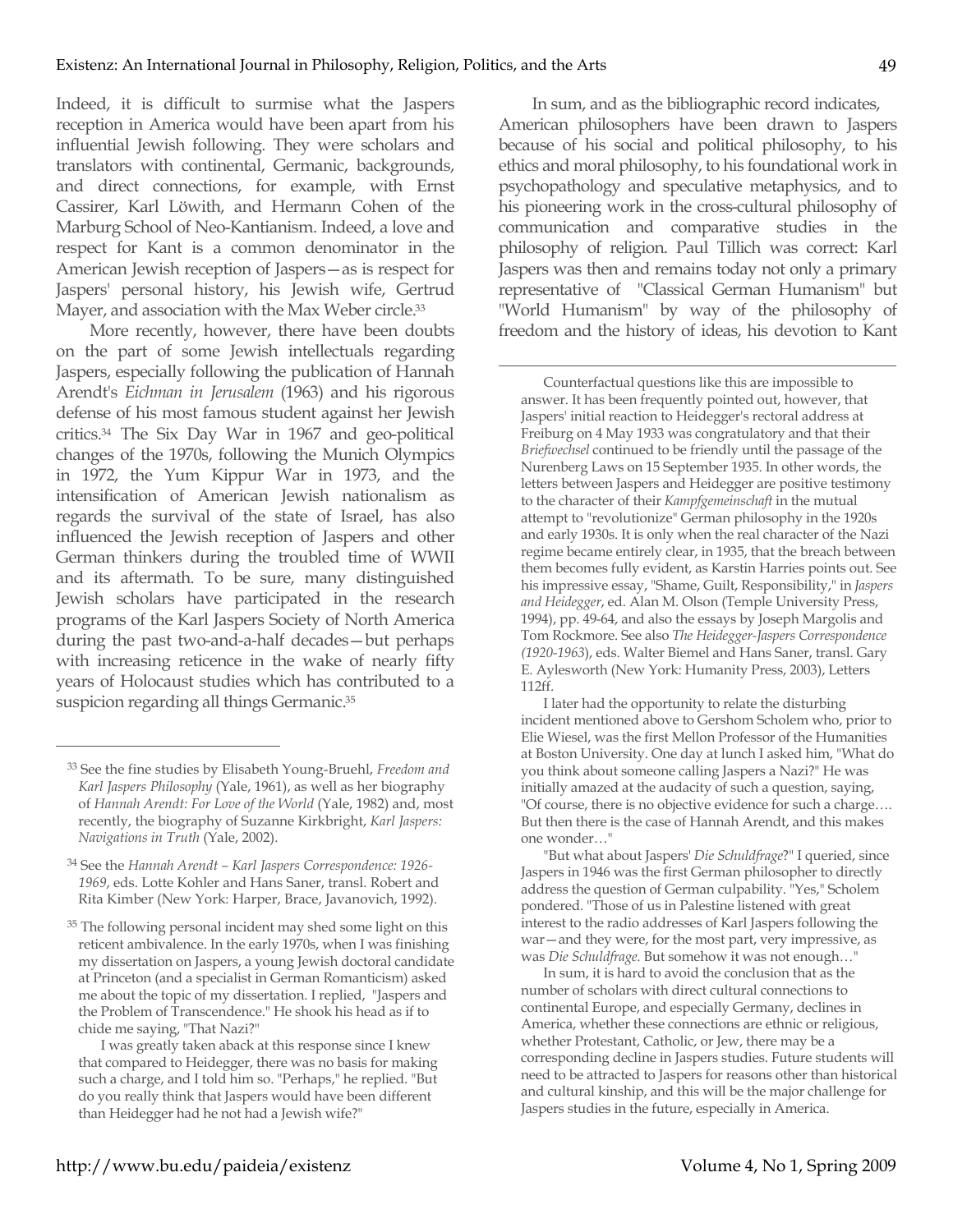Indeed, it is difficult to surmise what the Jaspers reception in America would have been apart from his influential Jewish following. They were scholars and translators with continental, Germanic, backgrounds, and direct connections, for example, with Ernst Cassirer, Karl Löwith, and Hermann Cohen of the Marburg School of Neo-Kantianism. Indeed, a love and respect for Kant is a common denominator in the American Jewish reception of Jaspers—as is respect for Jaspers' personal history, his Jewish wife, Gertrud Mayer, and association with the Max Weber circle.[33]

More recently, however, there have been doubts on the part of some Jewish intellectuals regarding Jaspers, especially following the publication of Hannah Arendt's *Eichman in Jerusalem* (1963) and his rigorous defense of his most famous student against her Jewish critics.[34] The Six Day War in 1967 and geo-political changes of the 1970s, following the Munich Olympics in 1972, the Yum Kippur War in 1973, and the intensification of American Jewish nationalism as regards the survival of the state of Israel, has also influenced the Jewish reception of Jaspers and other German thinkers during the troubled time of WWII and its aftermath. To be sure, many distinguished Jewish scholars have participated in the research programs of the Karl Jaspers Society of North America during the past two-and-a-half decades—but perhaps with increasing reticence in the wake of nearly fifty years of Holocaust studies which has contributed to a suspicion regarding all things Germanic.[35]

In sum, and as the bibliographic record indicates, American philosophers have been drawn to Jaspers because of his social and political philosophy, to his ethics and moral philosophy, to his foundational work in psychopathology and speculative metaphysics, and to his pioneering work in the cross-cultural philosophy of communication and comparative studies in the philosophy of religion. Paul Tillich was correct: Karl Jaspers was then and remains today not only a primary representative of "Classical German Humanism" but "World Humanism" by way of the philosophy of freedom and the history of ideas, his devotion to Kant

---

[33] See the fine studies by Elisabeth Young-Bruehl, *Freedom and Karl Jaspers Philosophy* (Yale, 1961), as well as her biography of *Hannah Arendt: For Love of the World* (Yale, 1982) and, most recently, the biography of Suzanne Kirkbright, *Karl Jaspers: Navigations in Truth* (Yale, 2002).

[34] See the *Hannah Arendt – Karl Jaspers Correspondence: 1926-1969*, eds. Lotte Kohler and Hans Saner, transl. Robert and Rita Kimber (New York: Harper, Brace, Javanovich, 1992).

[35] The following personal incident may shed some light on this reticent ambivalence. In the early 1970s, when I was finishing my dissertation on Jaspers, a young Jewish doctoral candidate at Princeton (and a specialist in German Romanticism) asked me about the topic of my dissertation. I replied, "Jaspers and the Problem of Transcendence." He shook his head as if to chide me saying, "That Nazi?"

I was greatly taken aback at this response since I knew that compared to Heidegger, there was no basis for making such a charge, and I told him so. "Perhaps," he replied. "But do you really think that Jaspers would have been different than Heidegger had he not had a Jewish wife?"

Counterfactual questions like this are impossible to answer. It has been frequently pointed out, however, that Jaspers' initial reaction to Heidegger's rectoral address at Freiburg on 4 May 1933 was congratulatory and that their *Briefwechsel* continued to be friendly until the passage of the Nurenberg Laws on 15 September 1935. In other words, the letters between Jaspers and Heidegger are positive testimony to the character of their *Kampfgemeinschaft* in the mutual attempt to "revolutionize" German philosophy in the 1920s and early 1930s. It is only when the real character of the Nazi regime became entirely clear, in 1935, that the breach between them becomes fully evident, as Karstin Harries points out. See his impressive essay, "Shame, Guilt, Responsibility," in *Jaspers and Heidegger*, ed. Alan M. Olson (Temple University Press, 1994), pp. 49-64, and also the essays by Joseph Margolis and Tom Rockmore. See also *The Heidegger-Jaspers Correspondence (1920-1963*), eds. Walter Biemel and Hans Saner, transl. Gary E. Aylesworth (New York: Humanity Press, 2003), Letters 112ff.

I later had the opportunity to relate the disturbing incident mentioned above to Gershom Scholem who, prior to Elie Wiesel, was the first Mellon Professor of the Humanities at Boston University. One day at lunch I asked him, "What do you think about someone calling Jaspers a Nazi?" He was initially amazed at the audacity of such a question, saying, "Of course, there is no objective evidence for such a charge…. But then there is the case of Hannah Arendt, and this makes one wonder…"

"But what about Jaspers' *Die Schuldfrage*?" I queried, since Jaspers in 1946 was the first German philosopher to directly address the question of German culpability. "Yes," Scholem pondered. "Those of us in Palestine listened with great interest to the radio addresses of Karl Jaspers following the war—and they were, for the most part, very impressive, as was *Die Schuldfrage.* But somehow it was not enough…"

In sum, it is hard to avoid the conclusion that as the number of scholars with direct cultural connections to continental Europe, and especially Germany, declines in America, whether these connections are ethnic or religious, whether Protestant, Catholic, or Jew, there may be a corresponding decline in Jaspers studies. Future students will need to be attracted to Jaspers for reasons other than historical and cultural kinship, and this will be the major challenge for Jaspers studies in the future, especially in America.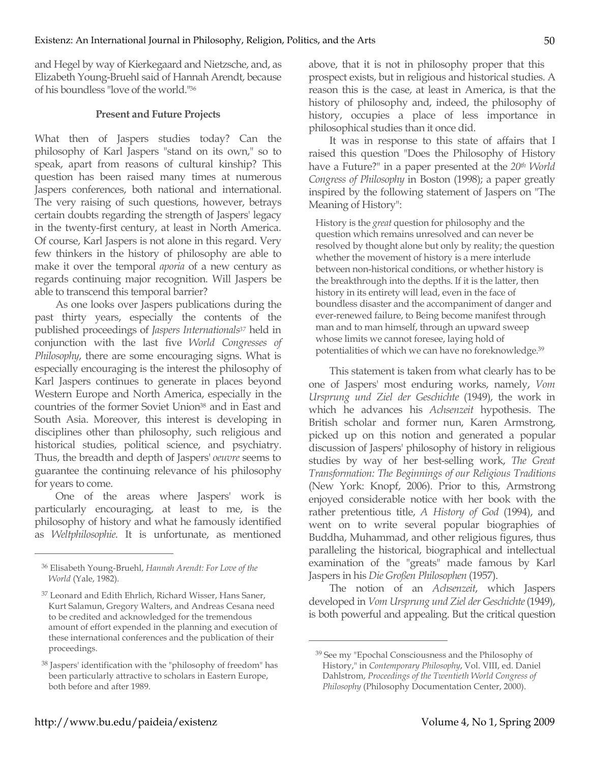and Hegel by way of Kierkegaard and Nietzsche, and, as Elizabeth Young-Bruehl said of Hannah Arendt, because of his boundless "love of the world."[36]

**Present and Future Projects**

What then of Jaspers studies today? Can the philosophy of Karl Jaspers "stand on its own," so to speak, apart from reasons of cultural kinship? This question has been raised many times at numerous Jaspers conferences, both national and international. The very raising of such questions, however, betrays certain doubts regarding the strength of Jaspers' legacy in the twenty-first century, at least in North America. Of course, Karl Jaspers is not alone in this regard. Very few thinkers in the history of philosophy are able to make it over the temporal *aporia* of a new century as regards continuing major recognition. Will Jaspers be able to transcend this temporal barrier?

As one looks over Jaspers publications during the past thirty years, especially the contents of the published proceedings of *Jaspers Internationals*[37] held in conjunction with the last five *World Congresses of Philosophy*, there are some encouraging signs. What is especially encouraging is the interest the philosophy of Karl Jaspers continues to generate in places beyond Western Europe and North America, especially in the countries of the former Soviet Union[38] and in East and South Asia. Moreover, this interest is developing in disciplines other than philosophy, such religious and historical studies, political science, and psychiatry. Thus, the breadth and depth of Jaspers' *oeuvre* seems to guarantee the continuing relevance of his philosophy for years to come.

One of the areas where Jaspers' work is particularly encouraging, at least to me, is the philosophy of history and what he famously identified as *Weltphilosophie.* It is unfortunate, as mentioned above, that it is not in philosophy proper that this prospect exists, but in religious and historical studies. A reason this is the case, at least in America, is that the history of philosophy and, indeed, the philosophy of history, occupies a place of less importance in philosophical studies than it once did.

It was in response to this state of affairs that I raised this question "Does the Philosophy of History have a Future?" in a paper presented at the *20th World Congress of Philosophy* in Boston (1998); a paper greatly inspired by the following statement of Jaspers on "The Meaning of History":

> History is the *great* question for philosophy and the question which remains unresolved and can never be resolved by thought alone but only by reality; the question whether the movement of history is a mere interlude between non-historical conditions, or whether history is the breakthrough into the depths. If it is the latter, then history in its entirety will lead, even in the face of boundless disaster and the accompaniment of danger and ever-renewed failure, to Being become manifest through man and to man himself, through an upward sweep whose limits we cannot foresee, laying hold of potentialities of which we can have no foreknowledge.[39]

This statement is taken from what clearly has to be one of Jaspers' most enduring works, namely, *Vom Ursprung und Ziel der Geschichte* (1949), the work in which he advances his *Achsenzeit* hypothesis. The British scholar and former nun, Karen Armstrong, picked up on this notion and generated a popular discussion of Jaspers' philosophy of history in religious studies by way of her best-selling work, *The Great Transformation: The Beginnings of our Religious Traditions* (New York: Knopf, 2006). Prior to this, Armstrong enjoyed considerable notice with her book with the rather pretentious title, *A History of God* (1994), and went on to write several popular biographies of Buddha, Muhammad, and other religious figures, thus paralleling the historical, biographical and intellectual examination of the "greats" made famous by Karl Jaspers in his *Die Großen Philosophen* (1957).

The notion of an *Achsenzeit*, which Jaspers developed in *Vom Ursprung und Ziel der Geschichte* (1949), is both powerful and appealing. But the critical question

---

[36] Elisabeth Young-Bruehl, *Hannah Arendt: For Love of the World* (Yale, 1982).

[37] Leonard and Edith Ehrlich, Richard Wisser, Hans Saner, Kurt Salamun, Gregory Walters, and Andreas Cesana need to be credited and acknowledged for the tremendous amount of effort expended in the planning and execution of these international conferences and the publication of their proceedings.

[38] Jaspers' identification with the "philosophy of freedom" has been particularly attractive to scholars in Eastern Europe, both before and after 1989.

[39] See my "Epochal Consciousness and the Philosophy of History," in *Contemporary Philosophy*, Vol. VIII, ed. Daniel Dahlstrom, *Proceedings of the Twentieth World Congress of Philosophy* (Philosophy Documentation Center, 2000).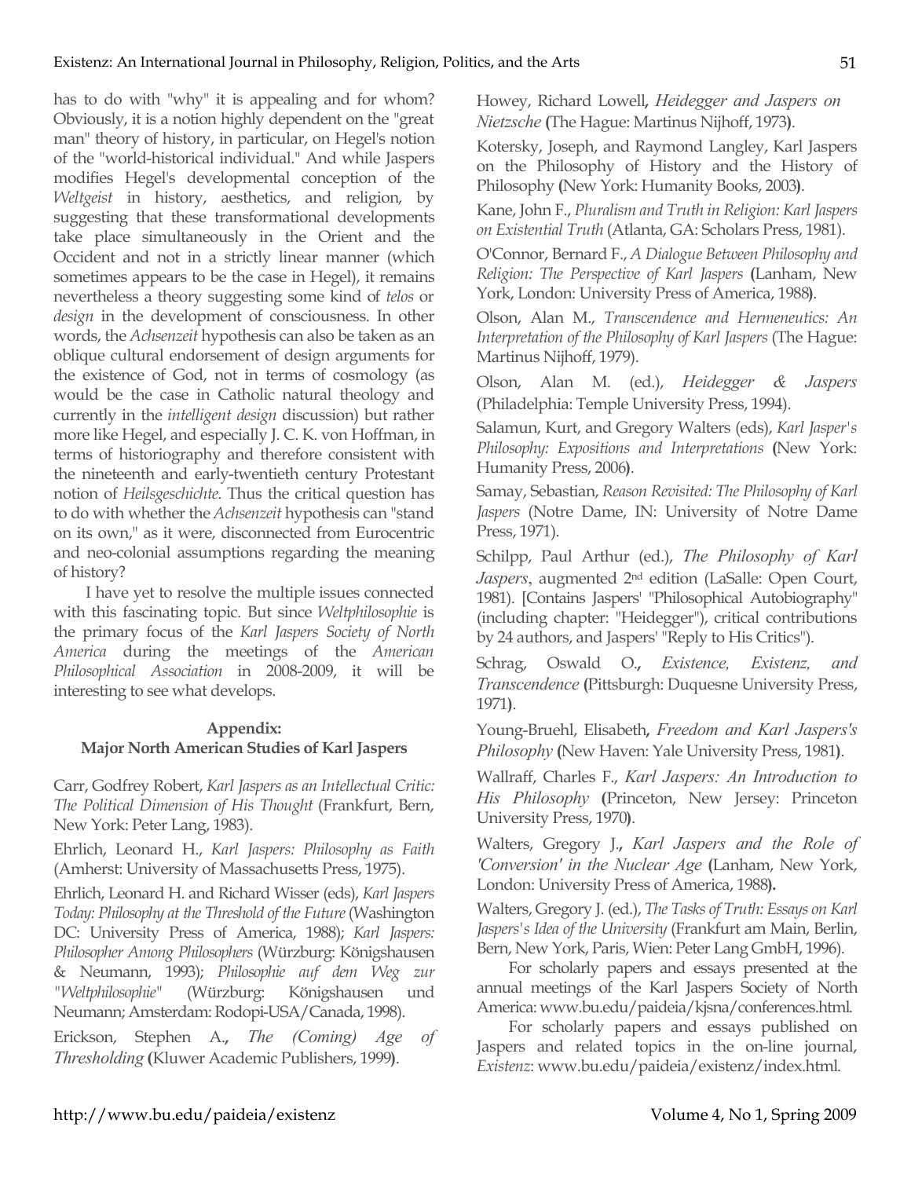has to do with "why" it is appealing and for whom? Obviously, it is a notion highly dependent on the "great man" theory of history, in particular, on Hegel's notion of the "world-historical individual." And while Jaspers modifies Hegel's developmental conception of the *Weltgeist* in history, aesthetics, and religion, by suggesting that these transformational developments take place simultaneously in the Orient and the Occident and not in a strictly linear manner (which sometimes appears to be the case in Hegel), it remains nevertheless a theory suggesting some kind of *telos* or *design* in the development of consciousness. In other words, the *Achsenzeit* hypothesis can also be taken as an oblique cultural endorsement of design arguments for the existence of God, not in terms of cosmology (as would be the case in Catholic natural theology and currently in the *intelligent design* discussion) but rather more like Hegel, and especially J. C. K. von Hoffman, in terms of historiography and therefore consistent with the nineteenth and early-twentieth century Protestant notion of *Heilsgeschichte*. Thus the critical question has to do with whether the *Achsenzeit* hypothesis can "stand on its own," as it were, disconnected from Eurocentric and neo-colonial assumptions regarding the meaning of history?

I have yet to resolve the multiple issues connected with this fascinating topic. But since *Weltphilosophie* is the primary focus of the *Karl Jaspers Society of North America* during the meetings of the *American Philosophical Association* in 2008-2009, it will be interesting to see what develops.

## Appendix: Major North American Studies of Karl Jaspers

Carr, Godfrey Robert, *Karl Jaspers as an Intellectual Critic: The Political Dimension of His Thought* (Frankfurt, Bern, New York: Peter Lang, 1983).

Ehrlich, Leonard H., *Karl Jaspers: Philosophy as Faith* (Amherst: University of Massachusetts Press, 1975).

Ehrlich, Leonard H. and Richard Wisser (eds), *Karl Jaspers Today: Philosophy at the Threshold of the Future* (Washington DC: University Press of America, 1988); *Karl Jaspers: Philosopher Among Philosophers* (Würzburg: Königshausen & Neumann, 1993); *Philosophie auf dem Weg zur "Weltphilosophie"* (Würzburg: Königshausen und Neumann; Amsterdam: Rodopi-USA/Canada, 1998).

Erickson, Stephen A., *The (Coming) Age of Thresholding* (Kluwer Academic Publishers, 1999).

Howey, Richard Lowell, *Heidegger and Jaspers on Nietzsche* (The Hague: Martinus Nijhoff, 1973).

Kotersky, Joseph, and Raymond Langley, Karl Jaspers on the Philosophy of History and the History of Philosophy (New York: Humanity Books, 2003).

Kane, John F., *Pluralism and Truth in Religion: Karl Jaspers on Existential Truth* (Atlanta, GA: Scholars Press, 1981).

O'Connor, Bernard F., *A Dialogue Between Philosophy and Religion: The Perspective of Karl Jaspers* (Lanham, New York, London: University Press of America, 1988).

Olson, Alan M., *Transcendence and Hermeneutics: An Interpretation of the Philosophy of Karl Jaspers* (The Hague: Martinus Nijhoff, 1979).

Olson, Alan M. (ed.), *Heidegger & Jaspers* (Philadelphia: Temple University Press, 1994).

Salamun, Kurt, and Gregory Walters (eds), *Karl Jasper's Philosophy: Expositions and Interpretations* (New York: Humanity Press, 2006).

Samay, Sebastian, *Reason Revisited: The Philosophy of Karl Jaspers* (Notre Dame, IN: University of Notre Dame Press, 1971).

Schilpp, Paul Arthur (ed.), *The Philosophy of Karl Jaspers*, augmented 2nd edition (LaSalle: Open Court, 1981). [Contains Jaspers' "Philosophical Autobiography" (including chapter: "Heidegger"), critical contributions by 24 authors, and Jaspers' "Reply to His Critics").

Schrag, Oswald O., *Existence, Existenz, and Transcendence* (Pittsburgh: Duquesne University Press, 1971).

Young-Bruehl, Elisabeth, *Freedom and Karl Jaspers's Philosophy* (New Haven: Yale University Press, 1981).

Wallraff, Charles F., *Karl Jaspers: An Introduction to His Philosophy* (Princeton, New Jersey: Princeton University Press, 1970).

Walters, Gregory J., *Karl Jaspers and the Role of 'Conversion' in the Nuclear Age* (Lanham, New York, London: University Press of America, 1988).

Walters, Gregory J. (ed.), *The Tasks of Truth: Essays on Karl Jaspers's Idea of the University* (Frankfurt am Main, Berlin, Bern, New York, Paris, Wien: Peter Lang GmbH, 1996).

For scholarly papers and essays presented at the annual meetings of the Karl Jaspers Society of North America: www.bu.edu/paideia/kjsna/conferences.html.

For scholarly papers and essays published on Jaspers and related topics in the on-line journal, *Existenz*: www.bu.edu/paideia/existenz/index.html.